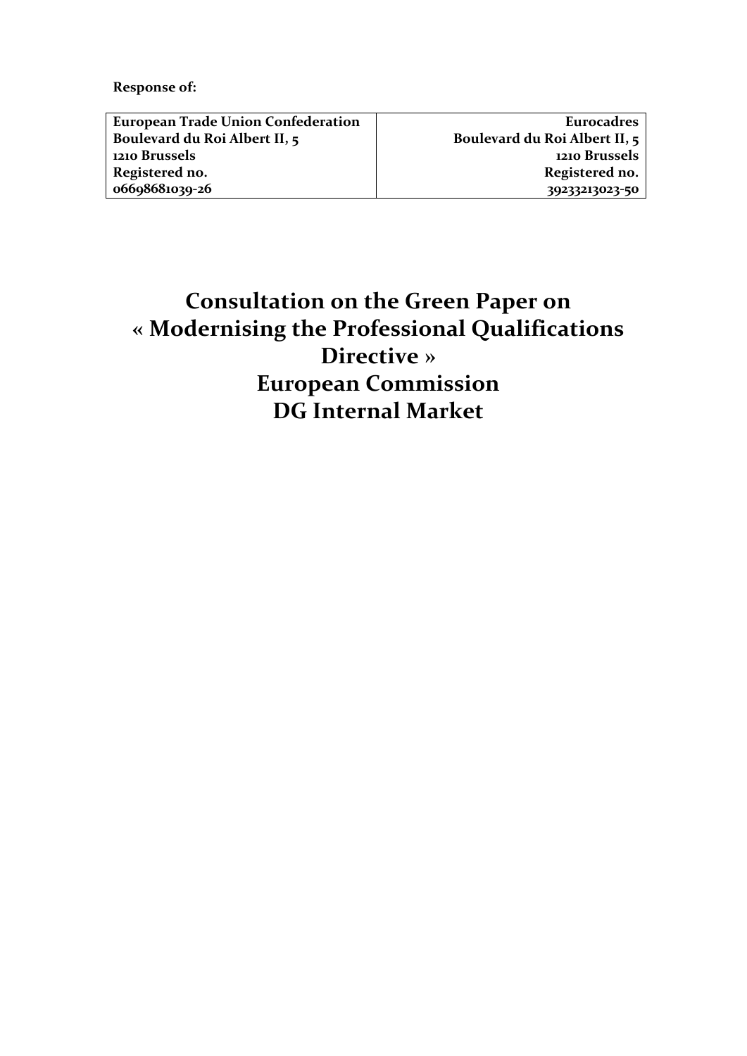**Response of:**

| European Trade Union Confederation | Eurocadres |
|---|---|
| Boulevard du Roi Albert II, 5 | Boulevard du Roi Albert II, 5 |
| 1210 Brussels | 1210 Brussels |
| Registered no. | Registered no. |
| 06698681039-26 | 39233213023-50 |

# Consultation on the Green Paper on « Modernising the Professional Qualifications Directive » European Commission DG Internal Market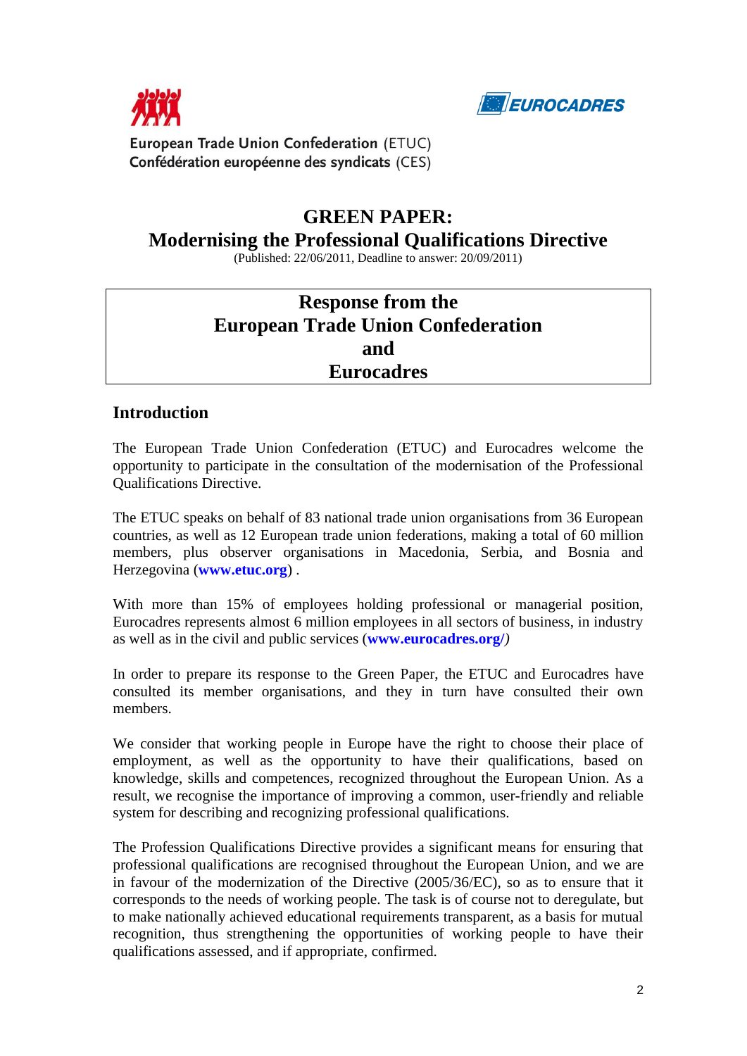European Trade Union Confederation (ETUC)
Confédération européenne des syndicats (CES)

EUROCADRES

# GREEN PAPER:
# Modernising the Professional Qualifications Directive

(Published: 22/06/2011, Deadline to answer: 20/09/2011)

**Response from the**
**European Trade Union Confederation**
**and**
**Eurocadres**

## Introduction

The European Trade Union Confederation (ETUC) and Eurocadres welcome the opportunity to participate in the consultation of the modernisation of the Professional Qualifications Directive.

The ETUC speaks on behalf of 83 national trade union organisations from 36 European countries, as well as 12 European trade union federations, making a total of 60 million members, plus observer organisations in Macedonia, Serbia, and Bosnia and Herzegovina (**www.etuc.org**) .

With more than 15% of employees holding professional or managerial position, Eurocadres represents almost 6 million employees in all sectors of business, in industry as well as in the civil and public services (**www.eurocadres.org/**)

In order to prepare its response to the Green Paper, the ETUC and Eurocadres have consulted its member organisations, and they in turn have consulted their own members.

We consider that working people in Europe have the right to choose their place of employment, as well as the opportunity to have their qualifications, based on knowledge, skills and competences, recognized throughout the European Union. As a result, we recognise the importance of improving a common, user-friendly and reliable system for describing and recognizing professional qualifications.

The Profession Qualifications Directive provides a significant means for ensuring that professional qualifications are recognised throughout the European Union, and we are in favour of the modernization of the Directive (2005/36/EC), so as to ensure that it corresponds to the needs of working people. The task is of course not to deregulate, but to make nationally achieved educational requirements transparent, as a basis for mutual recognition, thus strengthening the opportunities of working people to have their qualifications assessed, and if appropriate, confirmed.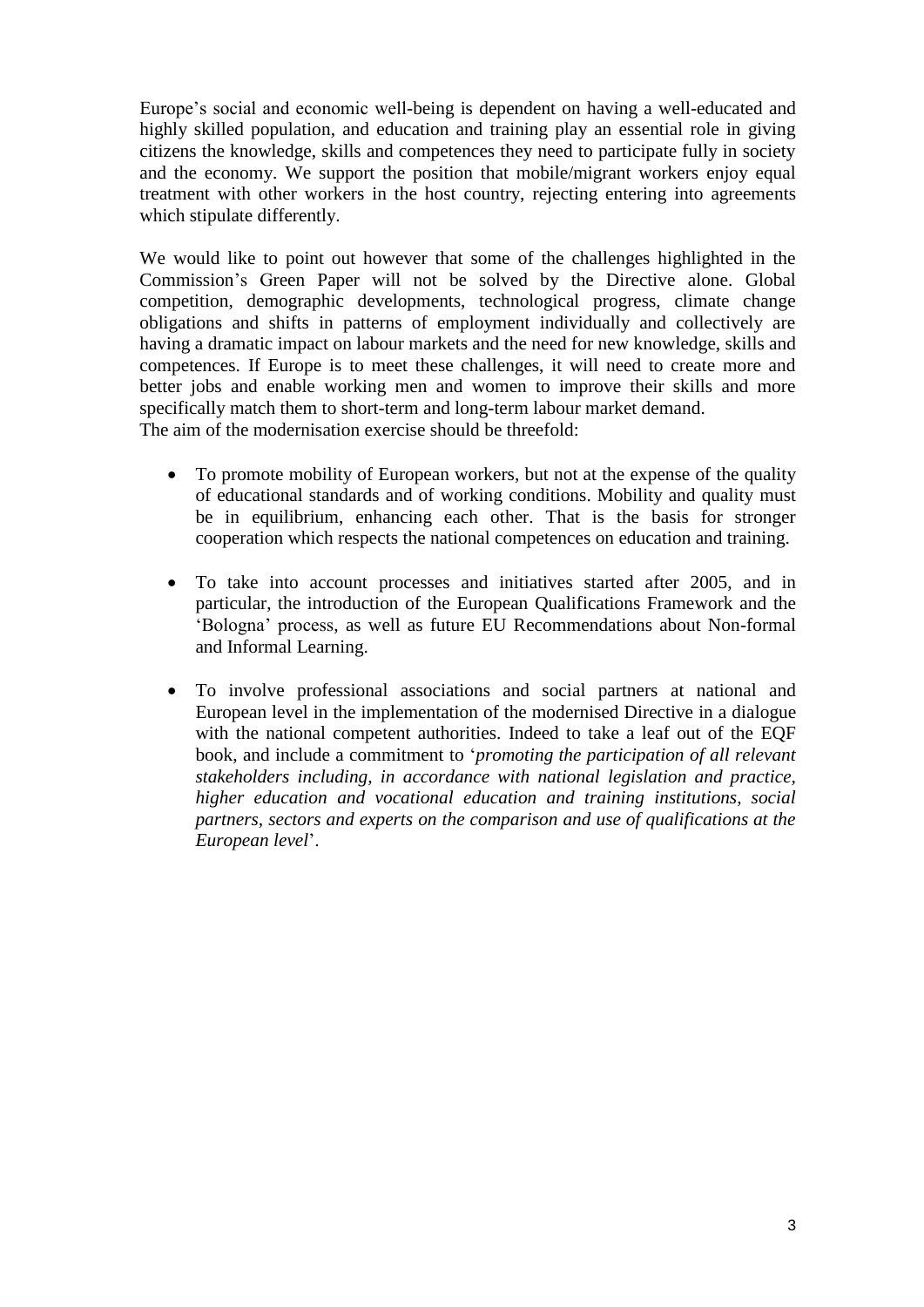Europe's social and economic well-being is dependent on having a well-educated and highly skilled population, and education and training play an essential role in giving citizens the knowledge, skills and competences they need to participate fully in society and the economy. We support the position that mobile/migrant workers enjoy equal treatment with other workers in the host country, rejecting entering into agreements which stipulate differently.

We would like to point out however that some of the challenges highlighted in the Commission's Green Paper will not be solved by the Directive alone. Global competition, demographic developments, technological progress, climate change obligations and shifts in patterns of employment individually and collectively are having a dramatic impact on labour markets and the need for new knowledge, skills and competences. If Europe is to meet these challenges, it will need to create more and better jobs and enable working men and women to improve their skills and more specifically match them to short-term and long-term labour market demand.
The aim of the modernisation exercise should be threefold:

- To promote mobility of European workers, but not at the expense of the quality of educational standards and of working conditions. Mobility and quality must be in equilibrium, enhancing each other. That is the basis for stronger cooperation which respects the national competences on education and training.

- To take into account processes and initiatives started after 2005, and in particular, the introduction of the European Qualifications Framework and the 'Bologna' process, as well as future EU Recommendations about Non-formal and Informal Learning.

- To involve professional associations and social partners at national and European level in the implementation of the modernised Directive in a dialogue with the national competent authorities. Indeed to take a leaf out of the EQF book, and include a commitment to '*promoting the participation of all relevant stakeholders including, in accordance with national legislation and practice, higher education and vocational education and training institutions, social partners, sectors and experts on the comparison and use of qualifications at the European level*'.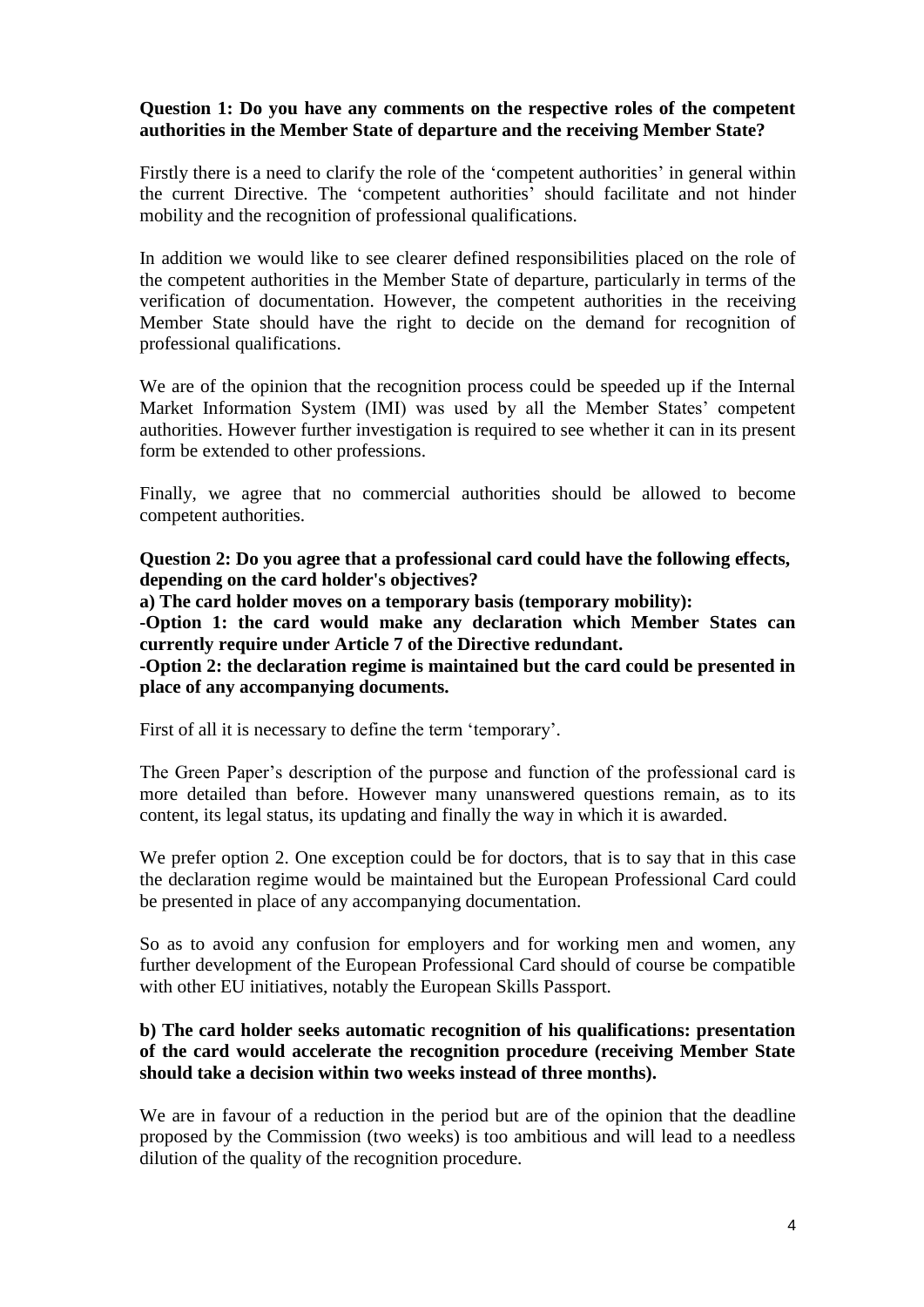**Question 1: Do you have any comments on the respective roles of the competent authorities in the Member State of departure and the receiving Member State?**

Firstly there is a need to clarify the role of the 'competent authorities' in general within the current Directive. The 'competent authorities' should facilitate and not hinder mobility and the recognition of professional qualifications.

In addition we would like to see clearer defined responsibilities placed on the role of the competent authorities in the Member State of departure, particularly in terms of the verification of documentation. However, the competent authorities in the receiving Member State should have the right to decide on the demand for recognition of professional qualifications.

We are of the opinion that the recognition process could be speeded up if the Internal Market Information System (IMI) was used by all the Member States' competent authorities. However further investigation is required to see whether it can in its present form be extended to other professions.

Finally, we agree that no commercial authorities should be allowed to become competent authorities.

**Question 2: Do you agree that a professional card could have the following effects, depending on the card holder's objectives?**

**a) The card holder moves on a temporary basis (temporary mobility):**

**-Option 1: the card would make any declaration which Member States can currently require under Article 7 of the Directive redundant.**

**-Option 2: the declaration regime is maintained but the card could be presented in place of any accompanying documents.**

First of all it is necessary to define the term 'temporary'.

The Green Paper's description of the purpose and function of the professional card is more detailed than before. However many unanswered questions remain, as to its content, its legal status, its updating and finally the way in which it is awarded.

We prefer option 2. One exception could be for doctors, that is to say that in this case the declaration regime would be maintained but the European Professional Card could be presented in place of any accompanying documentation.

So as to avoid any confusion for employers and for working men and women, any further development of the European Professional Card should of course be compatible with other EU initiatives, notably the European Skills Passport.

**b) The card holder seeks automatic recognition of his qualifications: presentation of the card would accelerate the recognition procedure (receiving Member State should take a decision within two weeks instead of three months).**

We are in favour of a reduction in the period but are of the opinion that the deadline proposed by the Commission (two weeks) is too ambitious and will lead to a needless dilution of the quality of the recognition procedure.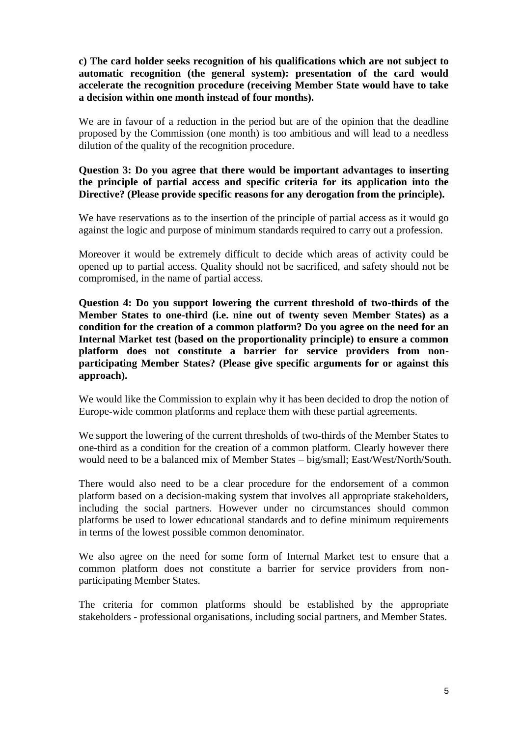**c) The card holder seeks recognition of his qualifications which are not subject to automatic recognition (the general system): presentation of the card would accelerate the recognition procedure (receiving Member State would have to take a decision within one month instead of four months).**

We are in favour of a reduction in the period but are of the opinion that the deadline proposed by the Commission (one month) is too ambitious and will lead to a needless dilution of the quality of the recognition procedure.

**Question 3: Do you agree that there would be important advantages to inserting the principle of partial access and specific criteria for its application into the Directive? (Please provide specific reasons for any derogation from the principle).**

We have reservations as to the insertion of the principle of partial access as it would go against the logic and purpose of minimum standards required to carry out a profession.

Moreover it would be extremely difficult to decide which areas of activity could be opened up to partial access. Quality should not be sacrificed, and safety should not be compromised, in the name of partial access.

**Question 4: Do you support lowering the current threshold of two-thirds of the Member States to one-third (i.e. nine out of twenty seven Member States) as a condition for the creation of a common platform? Do you agree on the need for an Internal Market test (based on the proportionality principle) to ensure a common platform does not constitute a barrier for service providers from non-participating Member States? (Please give specific arguments for or against this approach).**

We would like the Commission to explain why it has been decided to drop the notion of Europe-wide common platforms and replace them with these partial agreements.

We support the lowering of the current thresholds of two-thirds of the Member States to one-third as a condition for the creation of a common platform. Clearly however there would need to be a balanced mix of Member States – big/small; East/West/North/South.

There would also need to be a clear procedure for the endorsement of a common platform based on a decision-making system that involves all appropriate stakeholders, including the social partners. However under no circumstances should common platforms be used to lower educational standards and to define minimum requirements in terms of the lowest possible common denominator.

We also agree on the need for some form of Internal Market test to ensure that a common platform does not constitute a barrier for service providers from non-participating Member States.

The criteria for common platforms should be established by the appropriate stakeholders - professional organisations, including social partners, and Member States.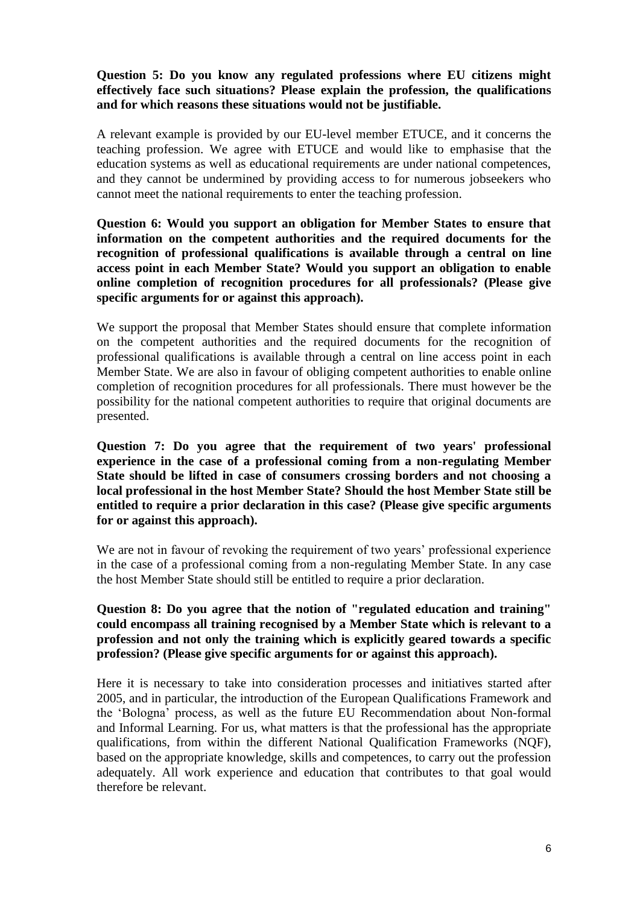**Question 5: Do you know any regulated professions where EU citizens might effectively face such situations? Please explain the profession, the qualifications and for which reasons these situations would not be justifiable.**

A relevant example is provided by our EU-level member ETUCE, and it concerns the teaching profession. We agree with ETUCE and would like to emphasise that the education systems as well as educational requirements are under national competences, and they cannot be undermined by providing access to for numerous jobseekers who cannot meet the national requirements to enter the teaching profession.

**Question 6: Would you support an obligation for Member States to ensure that information on the competent authorities and the required documents for the recognition of professional qualifications is available through a central on line access point in each Member State? Would you support an obligation to enable online completion of recognition procedures for all professionals? (Please give specific arguments for or against this approach).**

We support the proposal that Member States should ensure that complete information on the competent authorities and the required documents for the recognition of professional qualifications is available through a central on line access point in each Member State. We are also in favour of obliging competent authorities to enable online completion of recognition procedures for all professionals. There must however be the possibility for the national competent authorities to require that original documents are presented.

**Question 7: Do you agree that the requirement of two years' professional experience in the case of a professional coming from a non-regulating Member State should be lifted in case of consumers crossing borders and not choosing a local professional in the host Member State? Should the host Member State still be entitled to require a prior declaration in this case? (Please give specific arguments for or against this approach).**

We are not in favour of revoking the requirement of two years' professional experience in the case of a professional coming from a non-regulating Member State. In any case the host Member State should still be entitled to require a prior declaration.

**Question 8: Do you agree that the notion of "regulated education and training" could encompass all training recognised by a Member State which is relevant to a profession and not only the training which is explicitly geared towards a specific profession? (Please give specific arguments for or against this approach).**

Here it is necessary to take into consideration processes and initiatives started after 2005, and in particular, the introduction of the European Qualifications Framework and the 'Bologna' process, as well as the future EU Recommendation about Non-formal and Informal Learning. For us, what matters is that the professional has the appropriate qualifications, from within the different National Qualification Frameworks (NQF), based on the appropriate knowledge, skills and competences, to carry out the profession adequately. All work experience and education that contributes to that goal would therefore be relevant.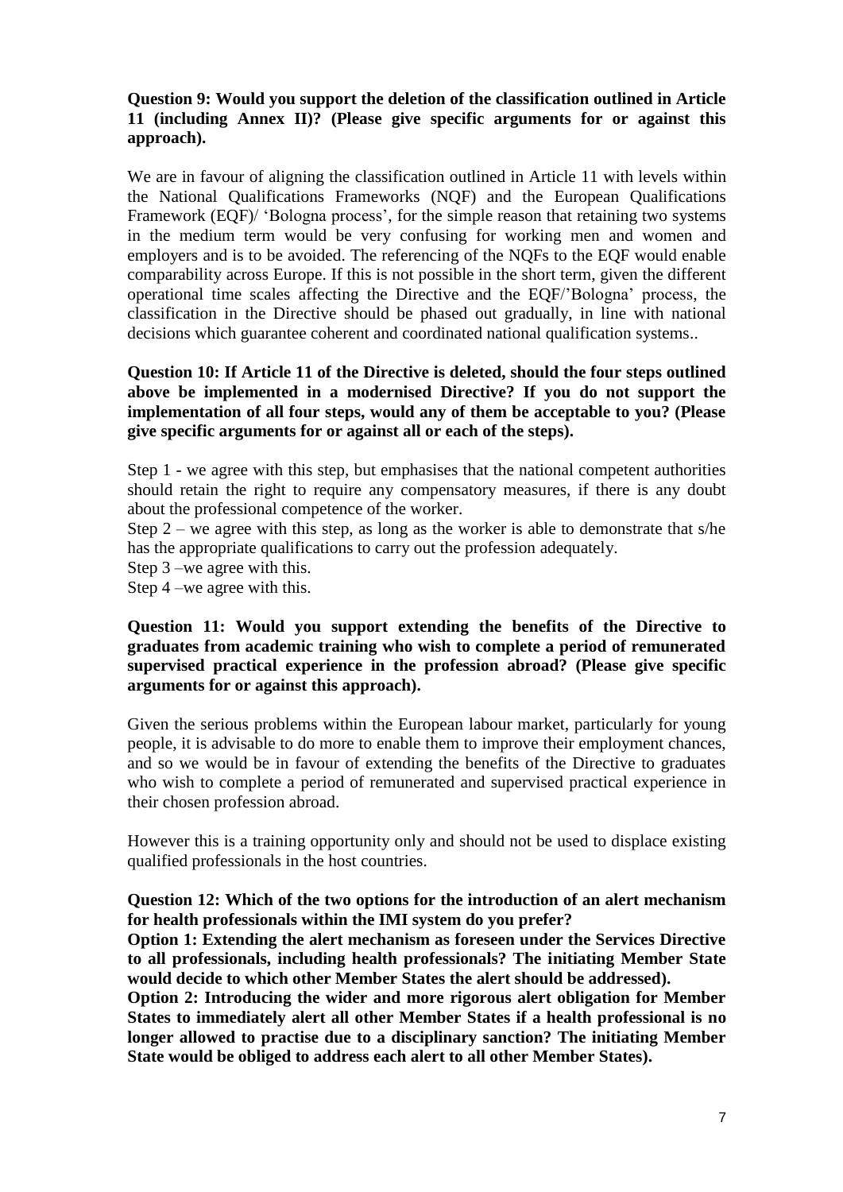**Question 9: Would you support the deletion of the classification outlined in Article 11 (including Annex II)? (Please give specific arguments for or against this approach).**

We are in favour of aligning the classification outlined in Article 11 with levels within the National Qualifications Frameworks (NQF) and the European Qualifications Framework (EQF)/ 'Bologna process', for the simple reason that retaining two systems in the medium term would be very confusing for working men and women and employers and is to be avoided. The referencing of the NQFs to the EQF would enable comparability across Europe. If this is not possible in the short term, given the different operational time scales affecting the Directive and the EQF/'Bologna' process, the classification in the Directive should be phased out gradually, in line with national decisions which guarantee coherent and coordinated national qualification systems..

**Question 10: If Article 11 of the Directive is deleted, should the four steps outlined above be implemented in a modernised Directive? If you do not support the implementation of all four steps, would any of them be acceptable to you? (Please give specific arguments for or against all or each of the steps).**

Step 1 - we agree with this step, but emphasises that the national competent authorities should retain the right to require any compensatory measures, if there is any doubt about the professional competence of the worker.
Step 2 – we agree with this step, as long as the worker is able to demonstrate that s/he has the appropriate qualifications to carry out the profession adequately.
Step 3 –we agree with this.
Step 4 –we agree with this.

**Question 11: Would you support extending the benefits of the Directive to graduates from academic training who wish to complete a period of remunerated supervised practical experience in the profession abroad? (Please give specific arguments for or against this approach).**

Given the serious problems within the European labour market, particularly for young people, it is advisable to do more to enable them to improve their employment chances, and so we would be in favour of extending the benefits of the Directive to graduates who wish to complete a period of remunerated and supervised practical experience in their chosen profession abroad.

However this is a training opportunity only and should not be used to displace existing qualified professionals in the host countries.

**Question 12: Which of the two options for the introduction of an alert mechanism for health professionals within the IMI system do you prefer?**
**Option 1: Extending the alert mechanism as foreseen under the Services Directive to all professionals, including health professionals? The initiating Member State would decide to which other Member States the alert should be addressed).**
**Option 2: Introducing the wider and more rigorous alert obligation for Member States to immediately alert all other Member States if a health professional is no longer allowed to practise due to a disciplinary sanction? The initiating Member State would be obliged to address each alert to all other Member States).**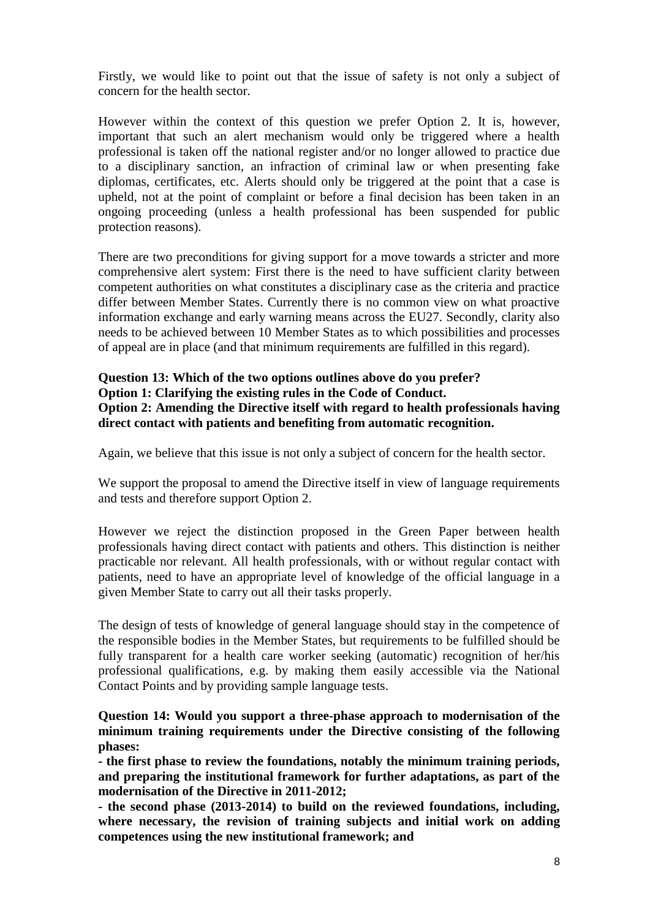Firstly, we would like to point out that the issue of safety is not only a subject of concern for the health sector.

However within the context of this question we prefer Option 2. It is, however, important that such an alert mechanism would only be triggered where a health professional is taken off the national register and/or no longer allowed to practice due to a disciplinary sanction, an infraction of criminal law or when presenting fake diplomas, certificates, etc. Alerts should only be triggered at the point that a case is upheld, not at the point of complaint or before a final decision has been taken in an ongoing proceeding (unless a health professional has been suspended for public protection reasons).

There are two preconditions for giving support for a move towards a stricter and more comprehensive alert system: First there is the need to have sufficient clarity between competent authorities on what constitutes a disciplinary case as the criteria and practice differ between Member States. Currently there is no common view on what proactive information exchange and early warning means across the EU27. Secondly, clarity also needs to be achieved between 10 Member States as to which possibilities and processes of appeal are in place (and that minimum requirements are fulfilled in this regard).

**Question 13: Which of the two options outlines above do you prefer?**
**Option 1: Clarifying the existing rules in the Code of Conduct.**
**Option 2: Amending the Directive itself with regard to health professionals having direct contact with patients and benefiting from automatic recognition.**

Again, we believe that this issue is not only a subject of concern for the health sector.

We support the proposal to amend the Directive itself in view of language requirements and tests and therefore support Option 2.

However we reject the distinction proposed in the Green Paper between health professionals having direct contact with patients and others. This distinction is neither practicable nor relevant. All health professionals, with or without regular contact with patients, need to have an appropriate level of knowledge of the official language in a given Member State to carry out all their tasks properly.

The design of tests of knowledge of general language should stay in the competence of the responsible bodies in the Member States, but requirements to be fulfilled should be fully transparent for a health care worker seeking (automatic) recognition of her/his professional qualifications, e.g. by making them easily accessible via the National Contact Points and by providing sample language tests.

**Question 14: Would you support a three-phase approach to modernisation of the minimum training requirements under the Directive consisting of the following phases:**

**- the first phase to review the foundations, notably the minimum training periods, and preparing the institutional framework for further adaptations, as part of the modernisation of the Directive in 2011-2012;**

**- the second phase (2013-2014) to build on the reviewed foundations, including, where necessary, the revision of training subjects and initial work on adding competences using the new institutional framework; and**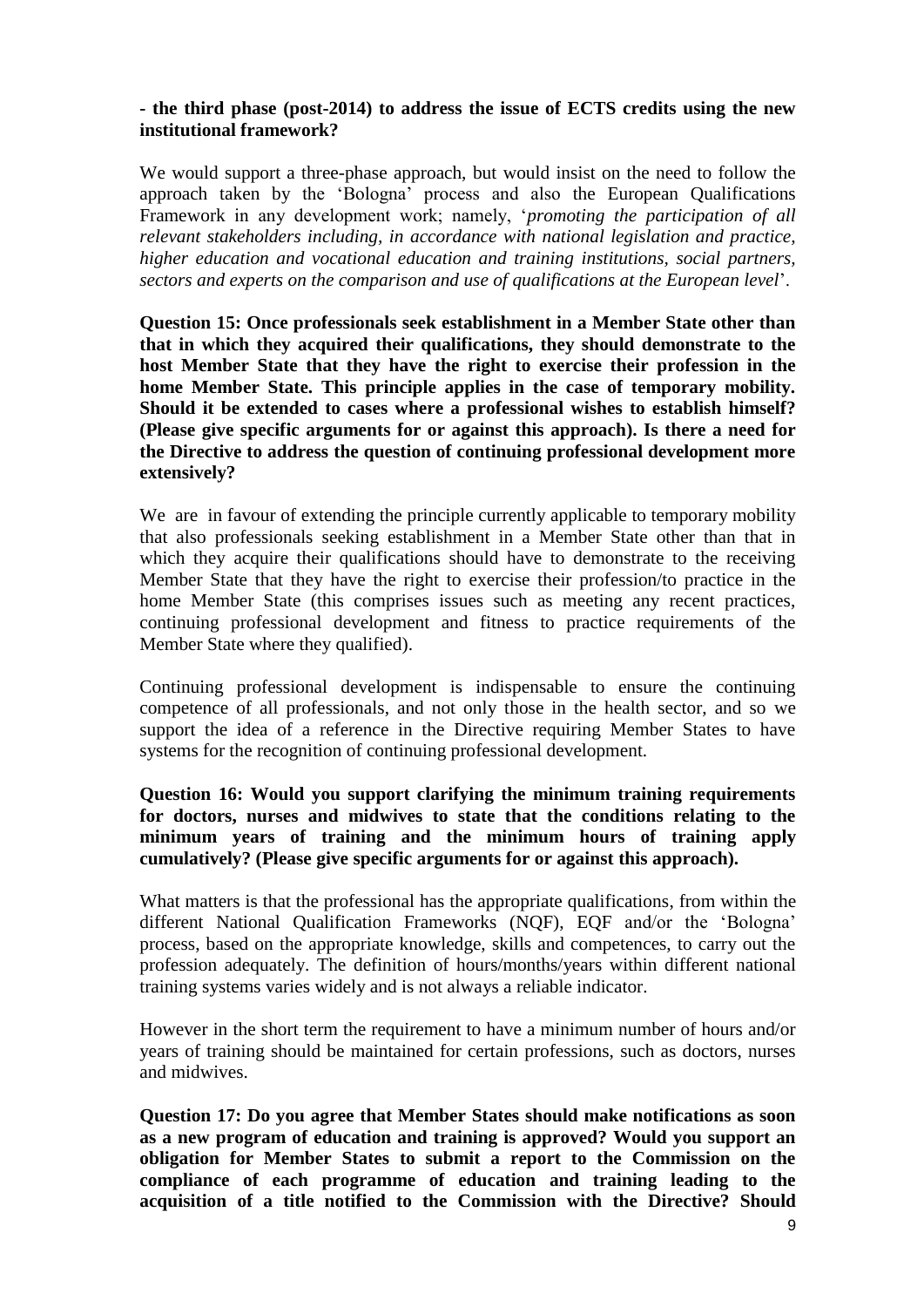**- the third phase (post-2014) to address the issue of ECTS credits using the new institutional framework?**

We would support a three-phase approach, but would insist on the need to follow the approach taken by the 'Bologna' process and also the European Qualifications Framework in any development work; namely, '*promoting the participation of all relevant stakeholders including, in accordance with national legislation and practice, higher education and vocational education and training institutions, social partners, sectors and experts on the comparison and use of qualifications at the European level*'.

**Question 15: Once professionals seek establishment in a Member State other than that in which they acquired their qualifications, they should demonstrate to the host Member State that they have the right to exercise their profession in the home Member State. This principle applies in the case of temporary mobility. Should it be extended to cases where a professional wishes to establish himself? (Please give specific arguments for or against this approach). Is there a need for the Directive to address the question of continuing professional development more extensively?**

We are in favour of extending the principle currently applicable to temporary mobility that also professionals seeking establishment in a Member State other than that in which they acquire their qualifications should have to demonstrate to the receiving Member State that they have the right to exercise their profession/to practice in the home Member State (this comprises issues such as meeting any recent practices, continuing professional development and fitness to practice requirements of the Member State where they qualified).

Continuing professional development is indispensable to ensure the continuing competence of all professionals, and not only those in the health sector, and so we support the idea of a reference in the Directive requiring Member States to have systems for the recognition of continuing professional development.

**Question 16: Would you support clarifying the minimum training requirements for doctors, nurses and midwives to state that the conditions relating to the minimum years of training and the minimum hours of training apply cumulatively? (Please give specific arguments for or against this approach).**

What matters is that the professional has the appropriate qualifications, from within the different National Qualification Frameworks (NQF), EQF and/or the 'Bologna' process, based on the appropriate knowledge, skills and competences, to carry out the profession adequately. The definition of hours/months/years within different national training systems varies widely and is not always a reliable indicator.

However in the short term the requirement to have a minimum number of hours and/or years of training should be maintained for certain professions, such as doctors, nurses and midwives.

**Question 17: Do you agree that Member States should make notifications as soon as a new program of education and training is approved? Would you support an obligation for Member States to submit a report to the Commission on the compliance of each programme of education and training leading to the acquisition of a title notified to the Commission with the Directive? Should**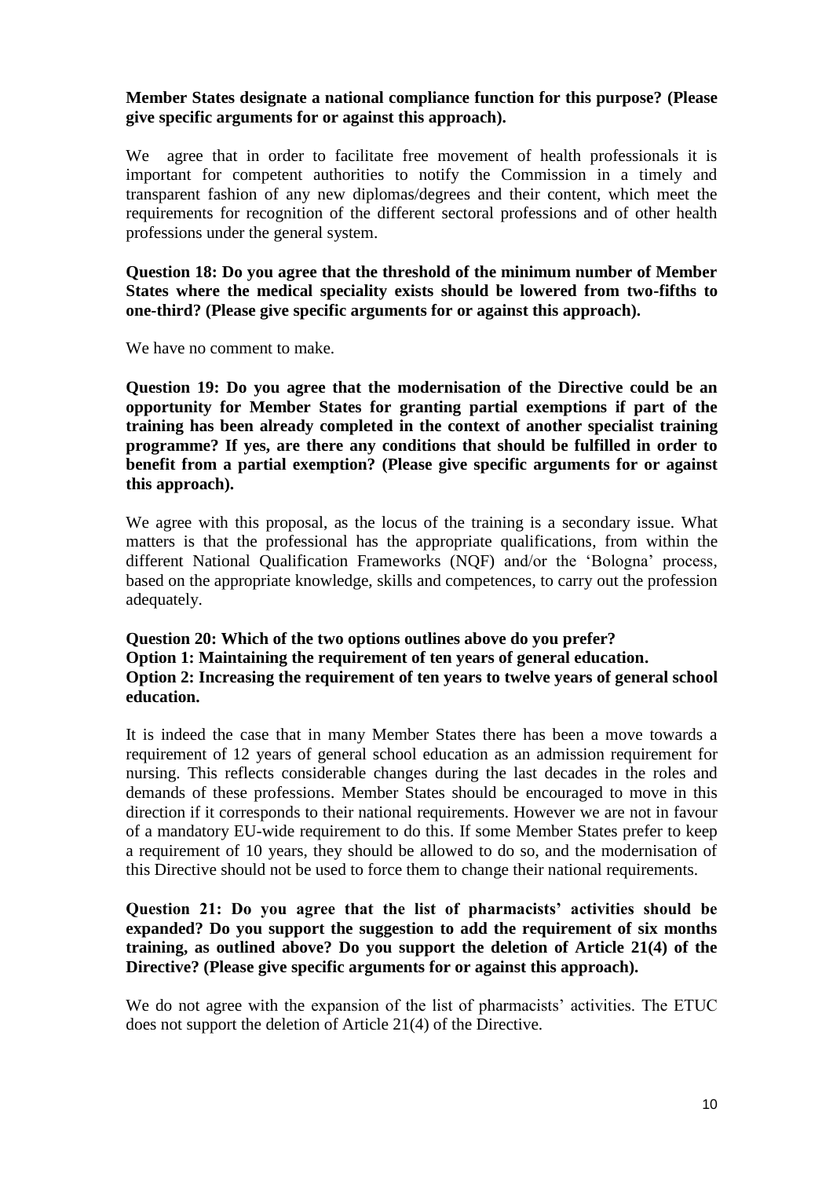**Member States designate a national compliance function for this purpose? (Please give specific arguments for or against this approach).**

We agree that in order to facilitate free movement of health professionals it is important for competent authorities to notify the Commission in a timely and transparent fashion of any new diplomas/degrees and their content, which meet the requirements for recognition of the different sectoral professions and of other health professions under the general system.

**Question 18: Do you agree that the threshold of the minimum number of Member States where the medical speciality exists should be lowered from two-fifths to one-third? (Please give specific arguments for or against this approach).**

We have no comment to make.

**Question 19: Do you agree that the modernisation of the Directive could be an opportunity for Member States for granting partial exemptions if part of the training has been already completed in the context of another specialist training programme? If yes, are there any conditions that should be fulfilled in order to benefit from a partial exemption? (Please give specific arguments for or against this approach).**

We agree with this proposal, as the locus of the training is a secondary issue. What matters is that the professional has the appropriate qualifications, from within the different National Qualification Frameworks (NQF) and/or the 'Bologna' process, based on the appropriate knowledge, skills and competences, to carry out the profession adequately.

**Question 20: Which of the two options outlines above do you prefer?**
**Option 1: Maintaining the requirement of ten years of general education.**
**Option 2: Increasing the requirement of ten years to twelve years of general school education.**

It is indeed the case that in many Member States there has been a move towards a requirement of 12 years of general school education as an admission requirement for nursing. This reflects considerable changes during the last decades in the roles and demands of these professions. Member States should be encouraged to move in this direction if it corresponds to their national requirements. However we are not in favour of a mandatory EU-wide requirement to do this. If some Member States prefer to keep a requirement of 10 years, they should be allowed to do so, and the modernisation of this Directive should not be used to force them to change their national requirements.

**Question 21: Do you agree that the list of pharmacists' activities should be expanded? Do you support the suggestion to add the requirement of six months training, as outlined above? Do you support the deletion of Article 21(4) of the Directive? (Please give specific arguments for or against this approach).**

We do not agree with the expansion of the list of pharmacists' activities. The ETUC does not support the deletion of Article 21(4) of the Directive.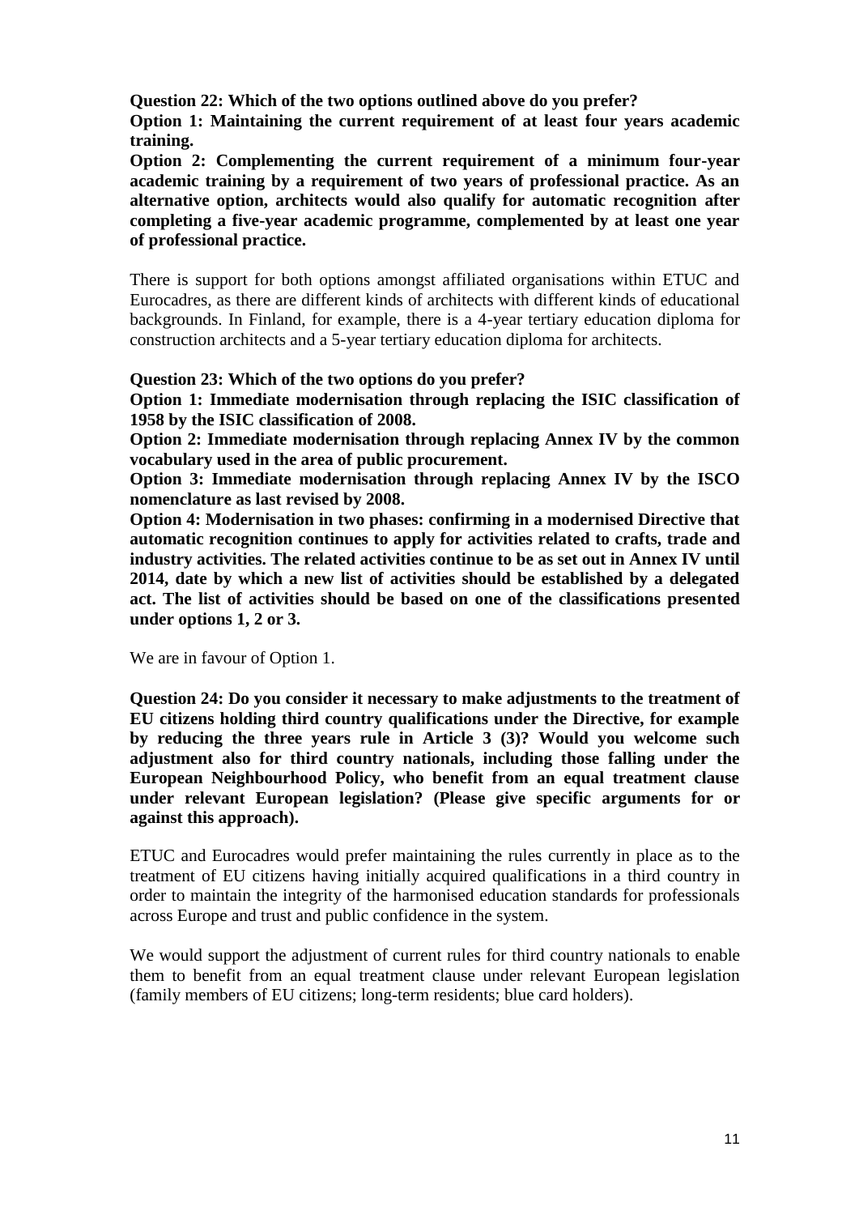**Question 22: Which of the two options outlined above do you prefer?**

**Option 1: Maintaining the current requirement of at least four years academic training.**

**Option 2: Complementing the current requirement of a minimum four-year academic training by a requirement of two years of professional practice. As an alternative option, architects would also qualify for automatic recognition after completing a five-year academic programme, complemented by at least one year of professional practice.**

There is support for both options amongst affiliated organisations within ETUC and Eurocadres, as there are different kinds of architects with different kinds of educational backgrounds. In Finland, for example, there is a 4-year tertiary education diploma for construction architects and a 5-year tertiary education diploma for architects.

**Question 23: Which of the two options do you prefer?**

**Option 1: Immediate modernisation through replacing the ISIC classification of 1958 by the ISIC classification of 2008.**

**Option 2: Immediate modernisation through replacing Annex IV by the common vocabulary used in the area of public procurement.**

**Option 3: Immediate modernisation through replacing Annex IV by the ISCO nomenclature as last revised by 2008.**

**Option 4: Modernisation in two phases: confirming in a modernised Directive that automatic recognition continues to apply for activities related to crafts, trade and industry activities. The related activities continue to be as set out in Annex IV until 2014, date by which a new list of activities should be established by a delegated act. The list of activities should be based on one of the classifications presented under options 1, 2 or 3.**

We are in favour of Option 1.

**Question 24: Do you consider it necessary to make adjustments to the treatment of EU citizens holding third country qualifications under the Directive, for example by reducing the three years rule in Article 3 (3)? Would you welcome such adjustment also for third country nationals, including those falling under the European Neighbourhood Policy, who benefit from an equal treatment clause under relevant European legislation? (Please give specific arguments for or against this approach).**

ETUC and Eurocadres would prefer maintaining the rules currently in place as to the treatment of EU citizens having initially acquired qualifications in a third country in order to maintain the integrity of the harmonised education standards for professionals across Europe and trust and public confidence in the system.

We would support the adjustment of current rules for third country nationals to enable them to benefit from an equal treatment clause under relevant European legislation (family members of EU citizens; long-term residents; blue card holders).